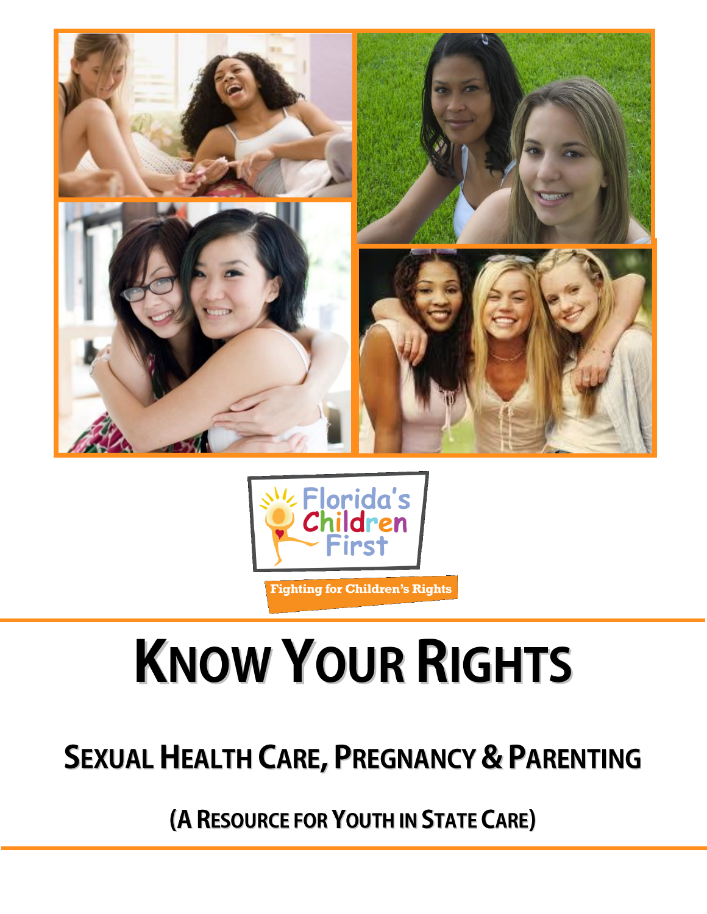Florida's Children First

Fighting for Children's Rights

# KNOW YOUR RIGHTS

## SEXUAL HEALTH CARE, PREGNANCY & PARENTING

### (A RESOURCE FOR YOUTH IN STATE CARE)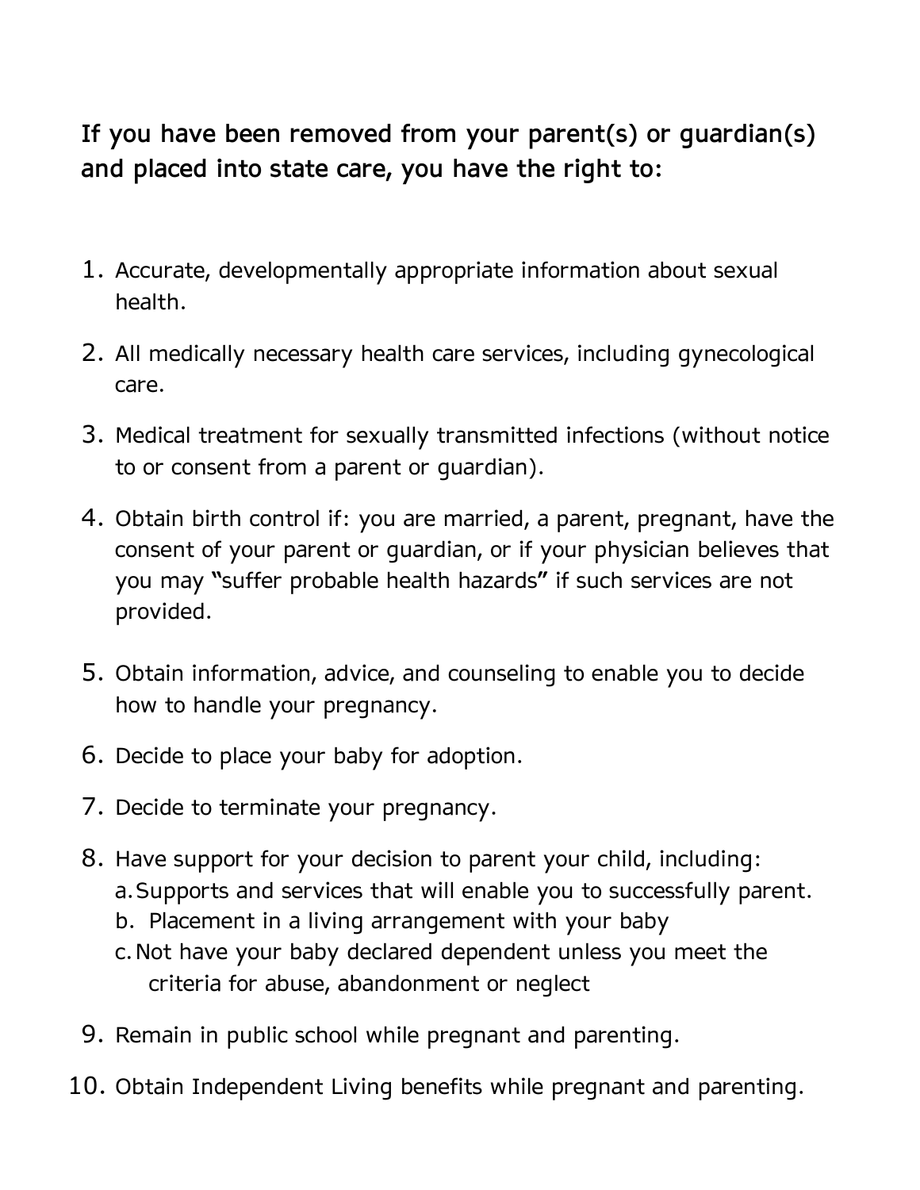**If you have been removed from your parent(s) or guardian(s) and placed into state care, you have the right to:**

1. Accurate, developmentally appropriate information about sexual health.
2. All medically necessary health care services, including gynecological care.
3. Medical treatment for sexually transmitted infections (without notice to or consent from a parent or guardian).
4. Obtain birth control if: you are married, a parent, pregnant, have the consent of your parent or guardian, or if your physician believes that you may "suffer probable health hazards" if such services are not provided.
5. Obtain information, advice, and counseling to enable you to decide how to handle your pregnancy.
6. Decide to place your baby for adoption.
7. Decide to terminate your pregnancy.
8. Have support for your decision to parent your child, including:
   a. Supports and services that will enable you to successfully parent.
   b. Placement in a living arrangement with your baby
   c. Not have your baby declared dependent unless you meet the criteria for abuse, abandonment or neglect
9. Remain in public school while pregnant and parenting.
10. Obtain Independent Living benefits while pregnant and parenting.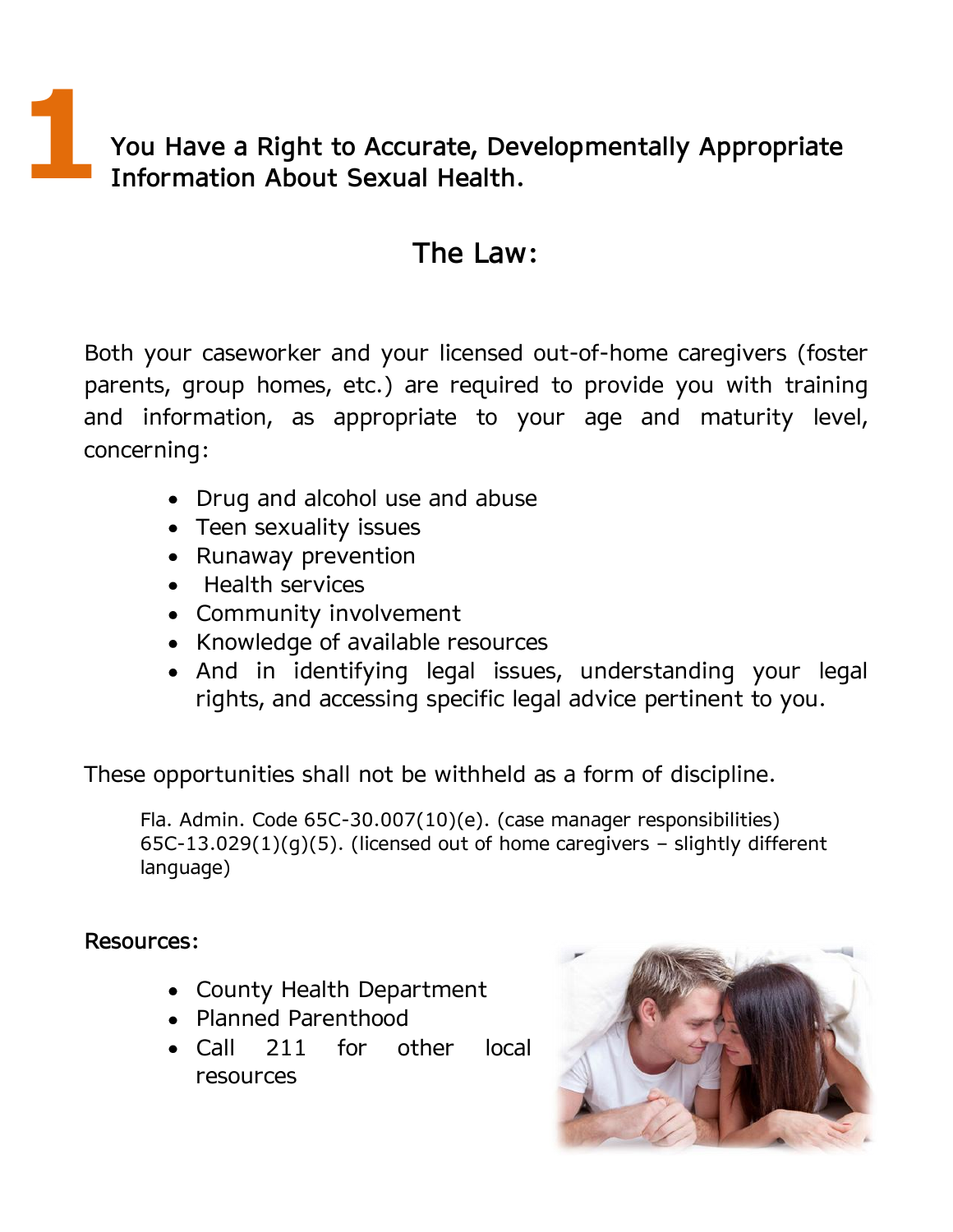# 1 You Have a Right to Accurate, Developmentally Appropriate Information About Sexual Health.

## The Law:

Both your caseworker and your licensed out-of-home caregivers (foster parents, group homes, etc.) are required to provide you with training and information, as appropriate to your age and maturity level, concerning:

- Drug and alcohol use and abuse
- Teen sexuality issues
- Runaway prevention
- Health services
- Community involvement
- Knowledge of available resources
- And in identifying legal issues, understanding your legal rights, and accessing specific legal advice pertinent to you.

These opportunities shall not be withheld as a form of discipline.

> Fla. Admin. Code 65C-30.007(10)(e). (case manager responsibilities) 65C-13.029(1)(g)(5). (licensed out of home caregivers – slightly different language)

**Resources:**

- County Health Department
- Planned Parenthood
- Call 211 for other local resources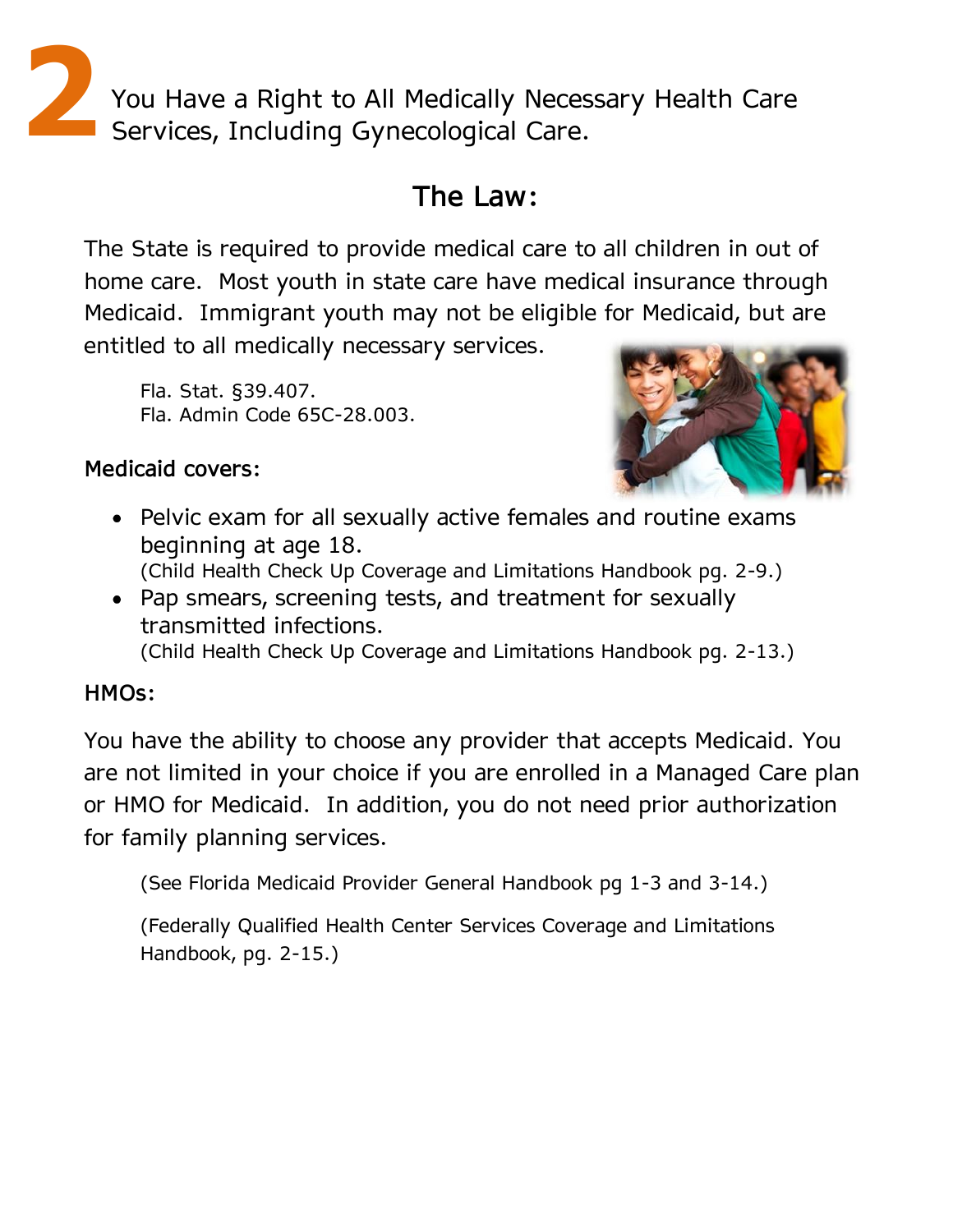# 2 You Have a Right to All Medically Necessary Health Care Services, Including Gynecological Care.

## The Law:

The State is required to provide medical care to all children in out of home care. Most youth in state care have medical insurance through Medicaid. Immigrant youth may not be eligible for Medicaid, but are entitled to all medically necessary services.

> Fla. Stat. §39.407.
> Fla. Admin Code 65C-28.003.

**Medicaid covers:**

- Pelvic exam for all sexually active females and routine exams beginning at age 18.
  (Child Health Check Up Coverage and Limitations Handbook pg. 2-9.)
- Pap smears, screening tests, and treatment for sexually transmitted infections.
  (Child Health Check Up Coverage and Limitations Handbook pg. 2-13.)

**HMOs:**

You have the ability to choose any provider that accepts Medicaid. You are not limited in your choice if you are enrolled in a Managed Care plan or HMO for Medicaid. In addition, you do not need prior authorization for family planning services.

> (See Florida Medicaid Provider General Handbook pg 1-3 and 3-14.)
>
> (Federally Qualified Health Center Services Coverage and Limitations Handbook, pg. 2-15.)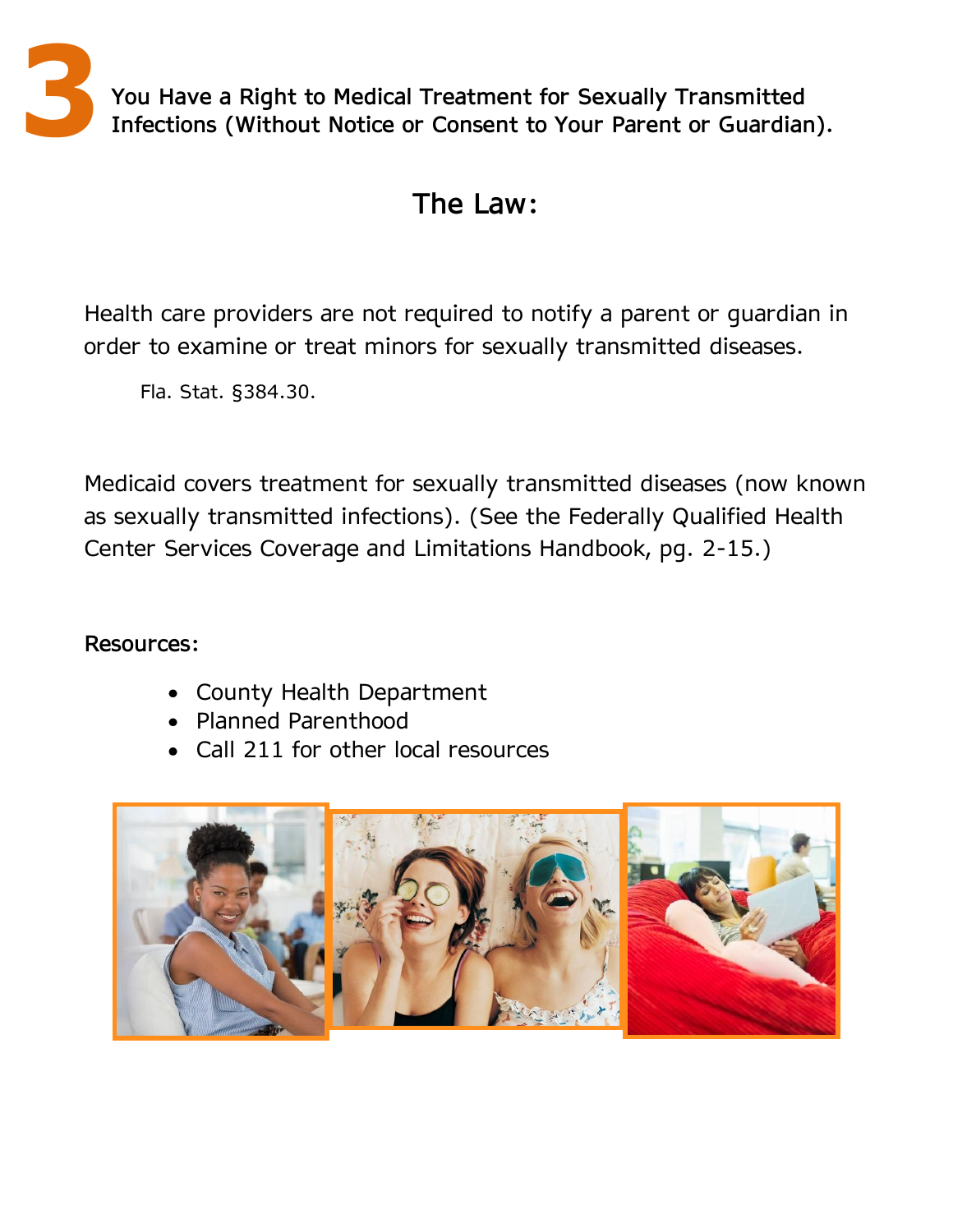# 3 You Have a Right to Medical Treatment for Sexually Transmitted Infections (Without Notice or Consent to Your Parent or Guardian).

## The Law:

Health care providers are not required to notify a parent or guardian in order to examine or treat minors for sexually transmitted diseases.

Fla. Stat. §384.30.

Medicaid covers treatment for sexually transmitted diseases (now known as sexually transmitted infections). (See the Federally Qualified Health Center Services Coverage and Limitations Handbook, pg. 2-15.)

**Resources:**

- County Health Department
- Planned Parenthood
- Call 211 for other local resources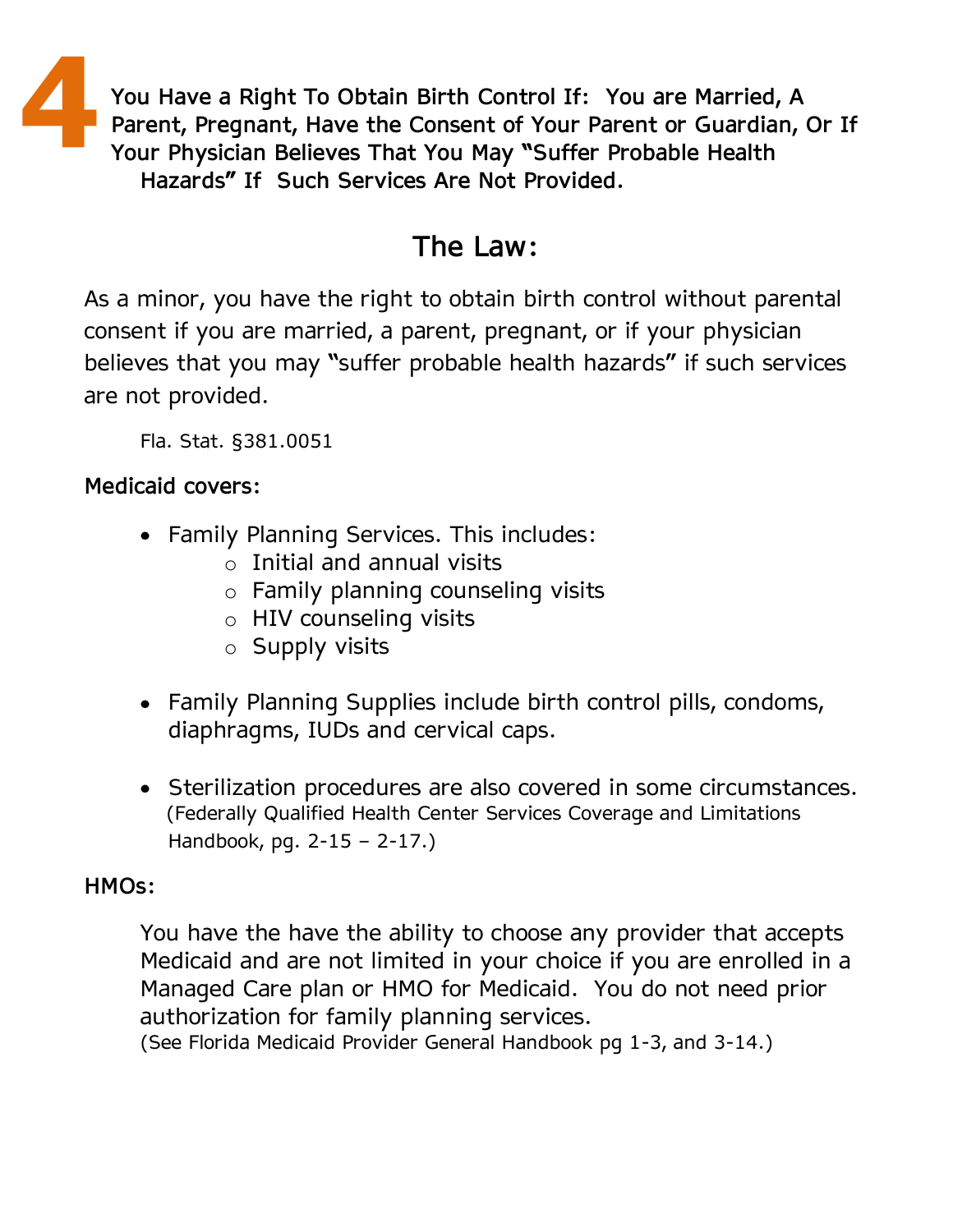# 4 You Have a Right To Obtain Birth Control If: You are Married, A Parent, Pregnant, Have the Consent of Your Parent or Guardian, Or If Your Physician Believes That You May "Suffer Probable Health Hazards" If Such Services Are Not Provided.

## The Law:

As a minor, you have the right to obtain birth control without parental consent if you are married, a parent, pregnant, or if your physician believes that you may "suffer probable health hazards" if such services are not provided.

Fla. Stat. §381.0051

**Medicaid covers:**

- Family Planning Services. This includes:
  - Initial and annual visits
  - Family planning counseling visits
  - HIV counseling visits
  - Supply visits

- Family Planning Supplies include birth control pills, condoms, diaphragms, IUDs and cervical caps.

- Sterilization procedures are also covered in some circumstances. (Federally Qualified Health Center Services Coverage and Limitations Handbook, pg. 2-15 – 2-17.)

**HMOs:**

You have the have the ability to choose any provider that accepts Medicaid and are not limited in your choice if you are enrolled in a Managed Care plan or HMO for Medicaid. You do not need prior authorization for family planning services.
(See Florida Medicaid Provider General Handbook pg 1-3, and 3-14.)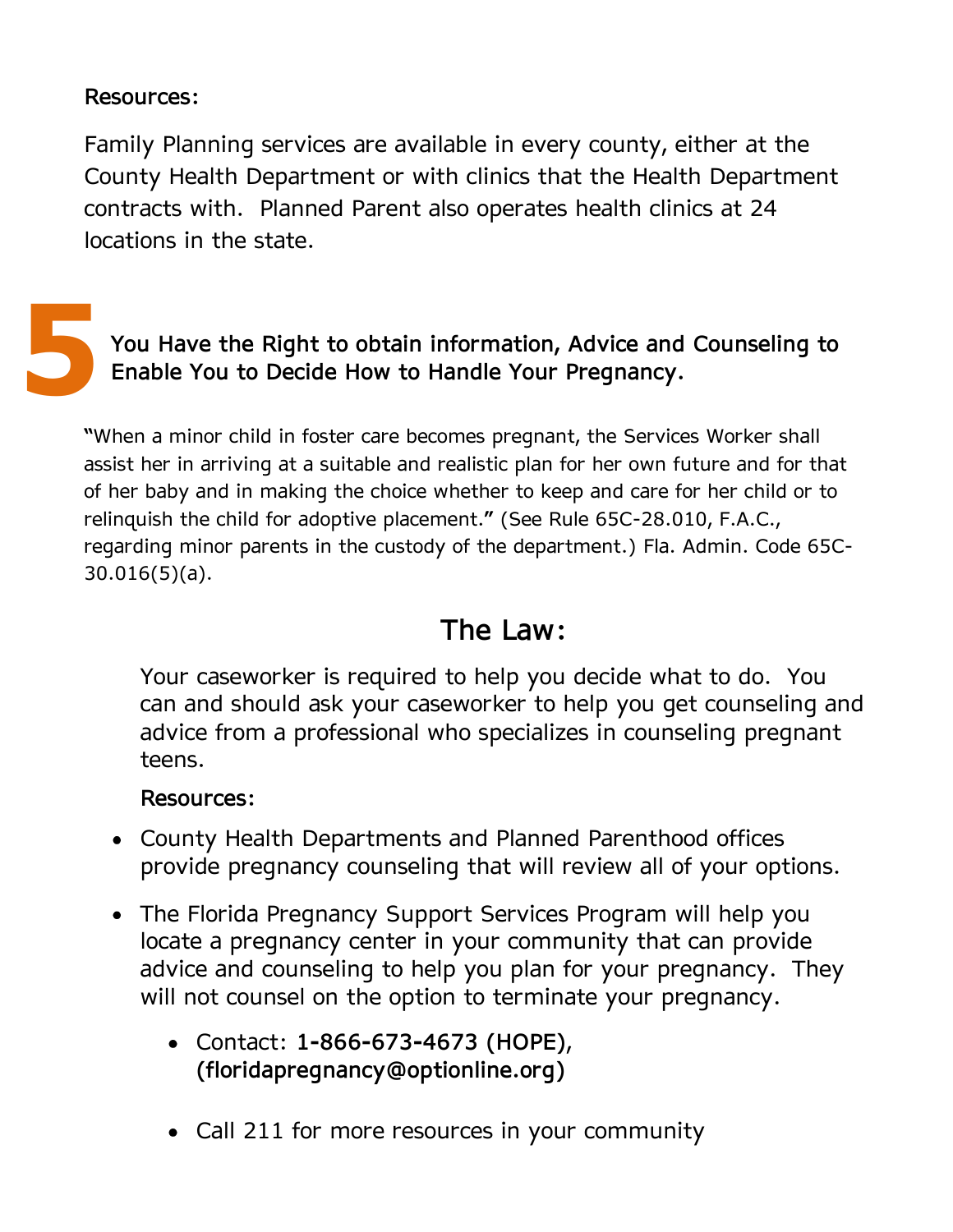**Resources:**

Family Planning services are available in every county, either at the County Health Department or with clinics that the Health Department contracts with.  Planned Parent also operates health clinics at 24 locations in the state.

## 5 You Have the Right to obtain information, Advice and Counseling to Enable You to Decide How to Handle Your Pregnancy.

"When a minor child in foster care becomes pregnant, the Services Worker shall assist her in arriving at a suitable and realistic plan for her own future and for that of her baby and in making the choice whether to keep and care for her child or to relinquish the child for adoptive placement." (See Rule 65C-28.010, F.A.C., regarding minor parents in the custody of the department.) Fla. Admin. Code 65C-30.016(5)(a).

## The Law:

Your caseworker is required to help you decide what to do.  You can and should ask your caseworker to help you get counseling and advice from a professional who specializes in counseling pregnant teens.

**Resources:**

- County Health Departments and Planned Parenthood offices provide pregnancy counseling that will review all of your options.
- The Florida Pregnancy Support Services Program will help you locate a pregnancy center in your community that can provide advice and counseling to help you plan for your pregnancy.  They will not counsel on the option to terminate your pregnancy.
  - Contact: **1-866-673-4673 (HOPE), (floridapregnancy@optionline.org)**
  - Call 211 for more resources in your community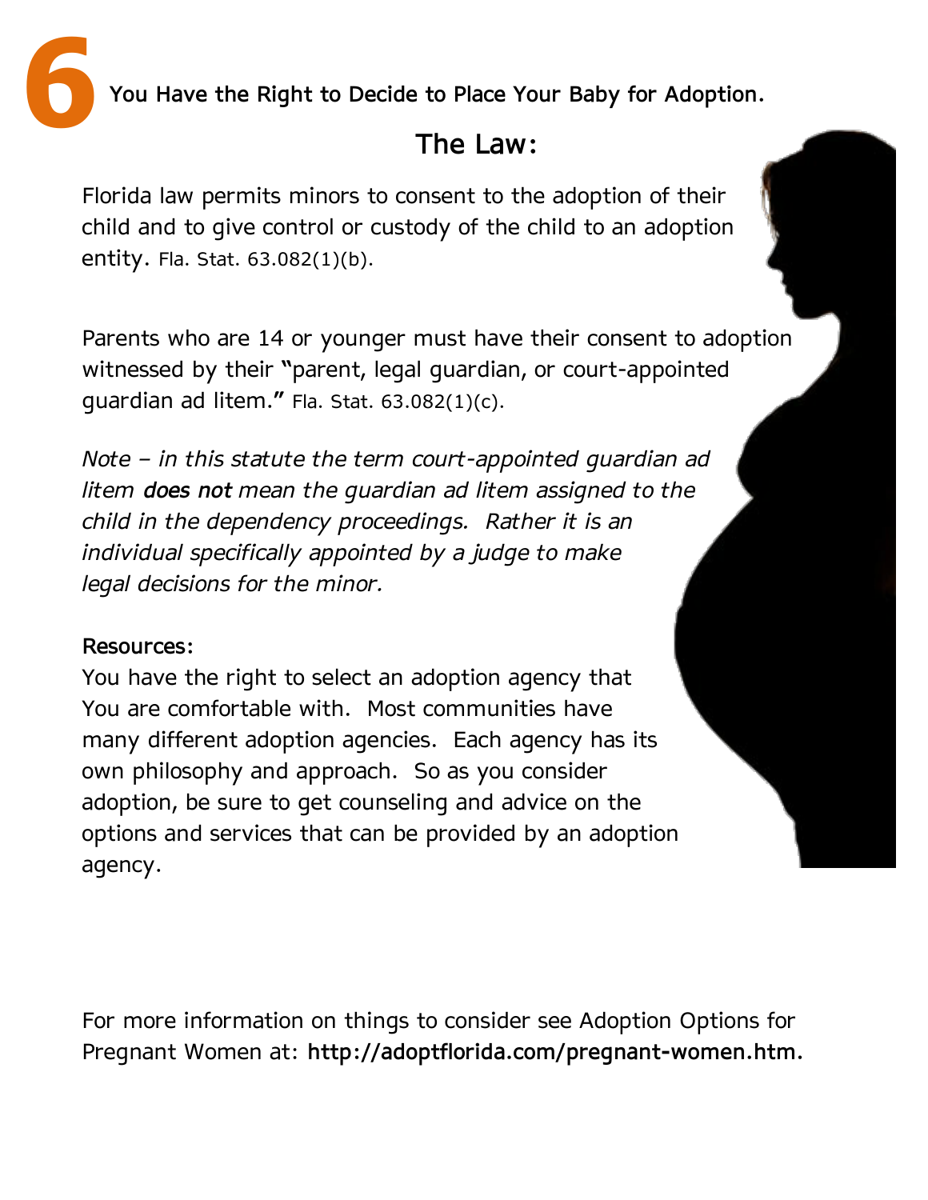## 6 You Have the Right to Decide to Place Your Baby for Adoption.

### The Law:

Florida law permits minors to consent to the adoption of their child and to give control or custody of the child to an adoption entity. Fla. Stat. 63.082(1)(b).

Parents who are 14 or younger must have their consent to adoption witnessed by their "parent, legal guardian, or court-appointed guardian ad litem." Fla. Stat. 63.082(1)(c).

*Note – in this statute the term court-appointed guardian ad litem **does not** mean the guardian ad litem assigned to the child in the dependency proceedings. Rather it is an individual specifically appointed by a judge to make legal decisions for the minor.*

**Resources:**

You have the right to select an adoption agency that You are comfortable with. Most communities have many different adoption agencies. Each agency has its own philosophy and approach. So as you consider adoption, be sure to get counseling and advice on the options and services that can be provided by an adoption agency.

For more information on things to consider see Adoption Options for Pregnant Women at: **http://adoptflorida.com/pregnant-women.htm.**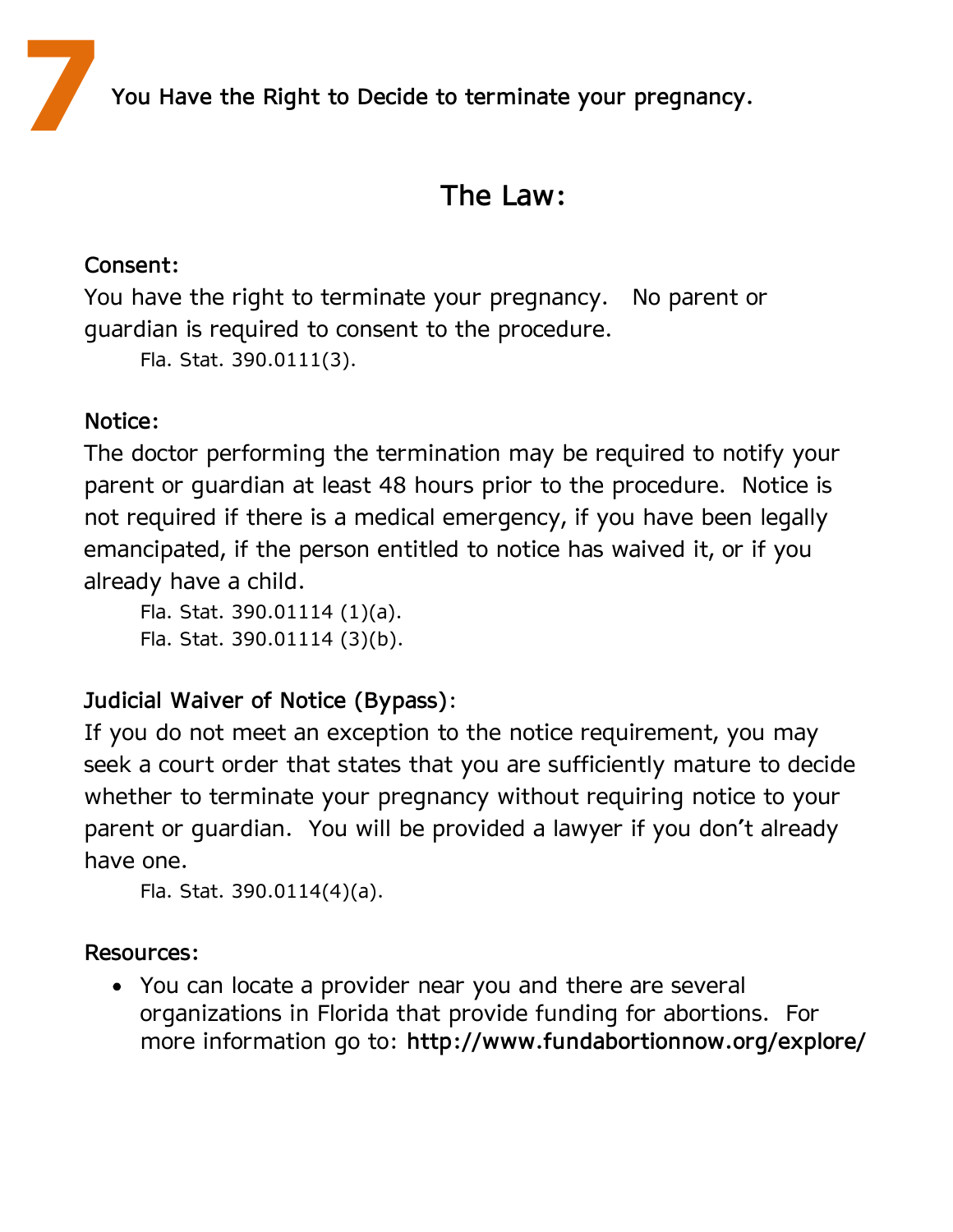# 7 You Have the Right to Decide to terminate your pregnancy.

## The Law:

**Consent:**

You have the right to terminate your pregnancy. No parent or guardian is required to consent to the procedure.

Fla. Stat. 390.0111(3).

**Notice:**

The doctor performing the termination may be required to notify your parent or guardian at least 48 hours prior to the procedure. Notice is not required if there is a medical emergency, if you have been legally emancipated, if the person entitled to notice has waived it, or if you already have a child.

Fla. Stat. 390.01114 (1)(a).
Fla. Stat. 390.01114 (3)(b).

**Judicial Waiver of Notice (Bypass):**

If you do not meet an exception to the notice requirement, you may seek a court order that states that you are sufficiently mature to decide whether to terminate your pregnancy without requiring notice to your parent or guardian. You will be provided a lawyer if you don't already have one.

Fla. Stat. 390.0114(4)(a).

**Resources:**

- You can locate a provider near you and there are several organizations in Florida that provide funding for abortions. For more information go to: **http://www.fundabortionnow.org/explore/**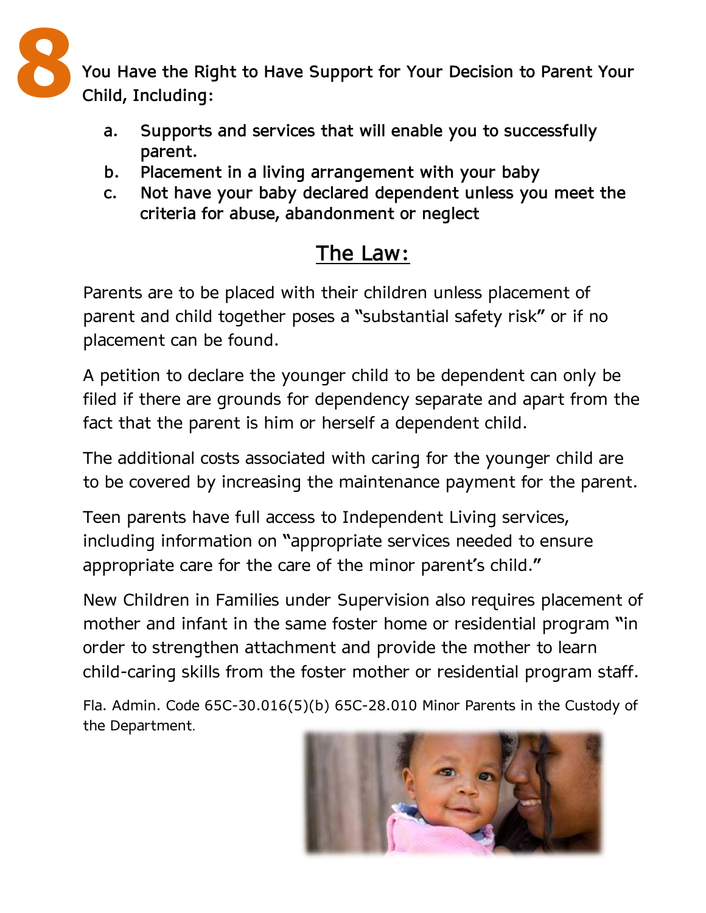# 8 You Have the Right to Have Support for Your Decision to Parent Your Child, Including:

a. Supports and services that will enable you to successfully parent.
b. Placement in a living arrangement with your baby
c. Not have your baby declared dependent unless you meet the criteria for abuse, abandonment or neglect

## The Law:

Parents are to be placed with their children unless placement of parent and child together poses a "substantial safety risk" or if no placement can be found.

A petition to declare the younger child to be dependent can only be filed if there are grounds for dependency separate and apart from the fact that the parent is him or herself a dependent child.

The additional costs associated with caring for the younger child are to be covered by increasing the maintenance payment for the parent.

Teen parents have full access to Independent Living services, including information on "appropriate services needed to ensure appropriate care for the care of the minor parent's child."

New Children in Families under Supervision also requires placement of mother and infant in the same foster home or residential program "in order to strengthen attachment and provide the mother to learn child-caring skills from the foster mother or residential program staff.

Fla. Admin. Code 65C-30.016(5)(b) 65C-28.010 Minor Parents in the Custody of the Department.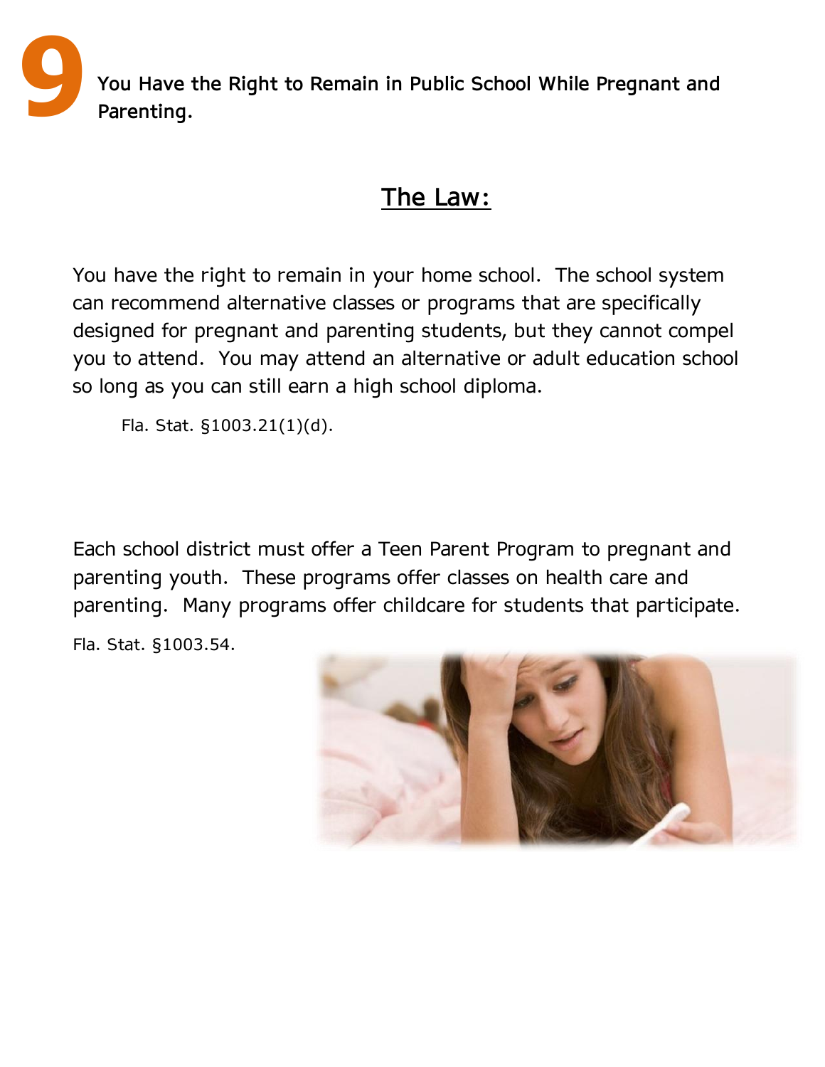# 9 You Have the Right to Remain in Public School While Pregnant and Parenting.

## The Law:

You have the right to remain in your home school. The school system can recommend alternative classes or programs that are specifically designed for pregnant and parenting students, but they cannot compel you to attend. You may attend an alternative or adult education school so long as you can still earn a high school diploma.

Fla. Stat. §1003.21(1)(d).

Each school district must offer a Teen Parent Program to pregnant and parenting youth. These programs offer classes on health care and parenting. Many programs offer childcare for students that participate.

Fla. Stat. §1003.54.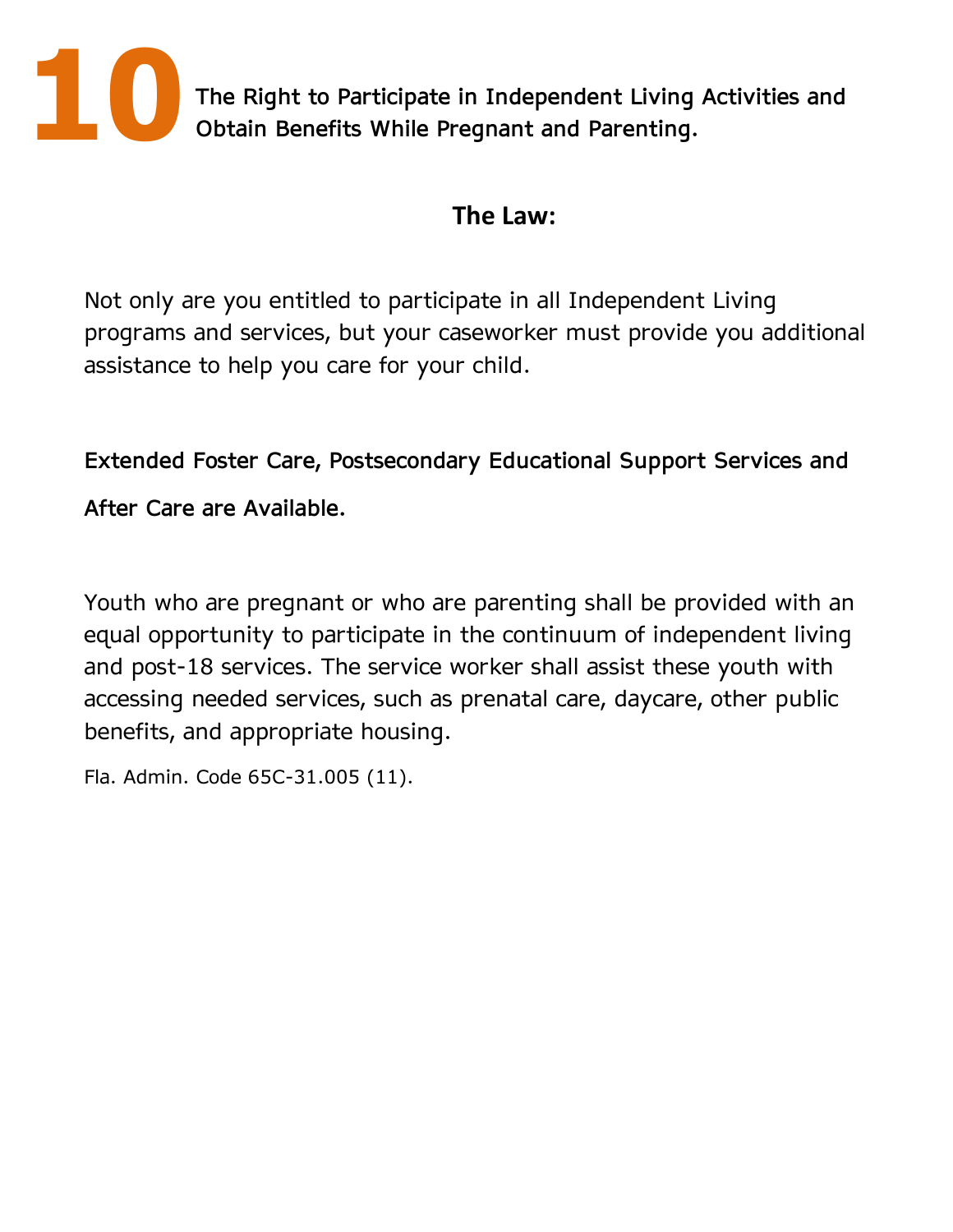# 10 The Right to Participate in Independent Living Activities and Obtain Benefits While Pregnant and Parenting.

**The Law:**

Not only are you entitled to participate in all Independent Living programs and services, but your caseworker must provide you additional assistance to help you care for your child.

**Extended Foster Care, Postsecondary Educational Support Services and After Care are Available.**

Youth who are pregnant or who are parenting shall be provided with an equal opportunity to participate in the continuum of independent living and post-18 services. The service worker shall assist these youth with accessing needed services, such as prenatal care, daycare, other public benefits, and appropriate housing.

Fla. Admin. Code 65C-31.005 (11).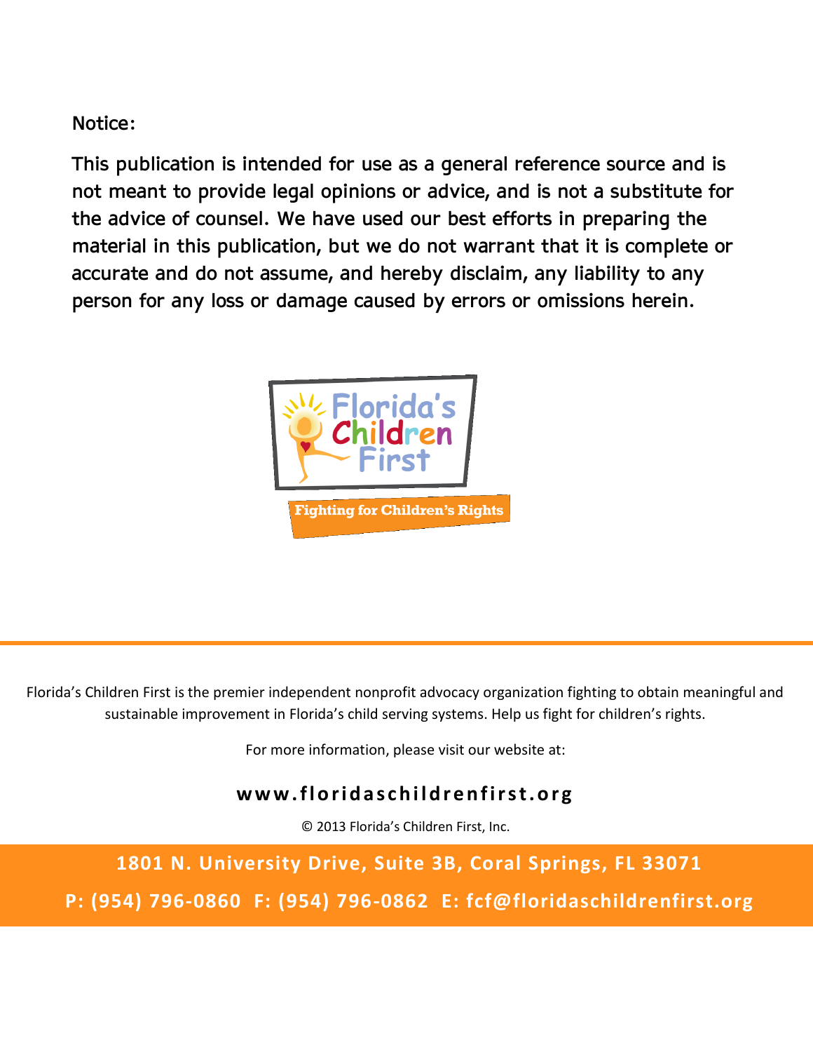Notice:

This publication is intended for use as a general reference source and is not meant to provide legal opinions or advice, and is not a substitute for the advice of counsel. We have used our best efforts in preparing the material in this publication, but we do not warrant that it is complete or accurate and do not assume, and hereby disclaim, any liability to any person for any loss or damage caused by errors or omissions herein.

Florida's Children First

Fighting for Children's Rights

Florida's Children First is the premier independent nonprofit advocacy organization fighting to obtain meaningful and sustainable improvement in Florida's child serving systems. Help us fight for children's rights.

For more information, please visit our website at:

**www.floridaschildrenfirst.org**

© 2013 Florida's Children First, Inc.

**1801 N. University Drive, Suite 3B, Coral Springs, FL 33071**

**P: (954) 796-0860 F: (954) 796-0862 E: fcf@floridaschildrenfirst.org**